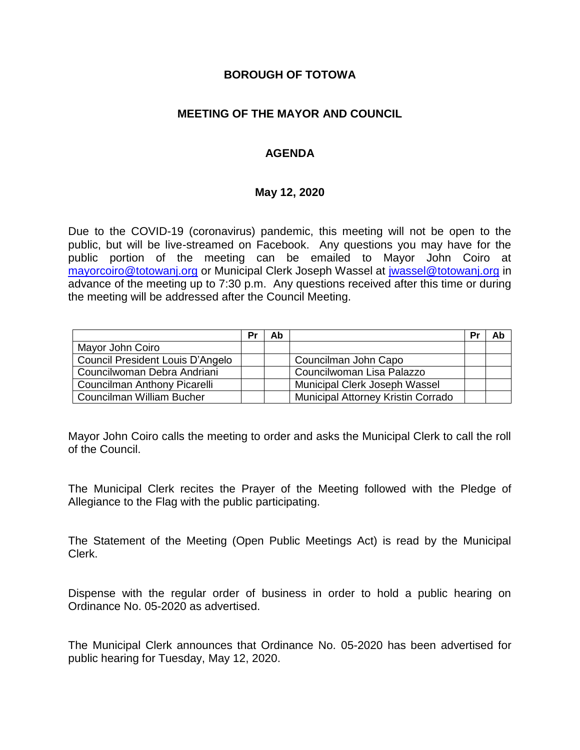**BOROUGH OF TOTOWA**

**MEETING OF THE MAYOR AND COUNCIL**

**AGENDA**

**May 12, 2020**

Due to the COVID-19 (coronavirus) pandemic, this meeting will not be open to the public, but will be live-streamed on Facebook. Any questions you may have for the public portion of the meeting can be emailed to Mayor John Coiro at [mayorcoiro@totowanj.org](mailto:mayorcoiro@totowanj.org) or Municipal Clerk Joseph Wassel at [jwassel@totowanj.org](mailto:jwassel@totowanj.org) in advance of the meeting up to 7:30 p.m. Any questions received after this time or during the meeting will be addressed after the Council Meeting.

| | Pr | Ab | | Pr | Ab |
|---|---|---|---|---|---|
| Mayor John Coiro | | | | | |
| Council President Louis D'Angelo | | | Councilman John Capo | | |
| Councilwoman Debra Andriani | | | Councilwoman Lisa Palazzo | | |
| Councilman Anthony Picarelli | | | Municipal Clerk Joseph Wassel | | |
| Councilman William Bucher | | | Municipal Attorney Kristin Corrado | | |

Mayor John Coiro calls the meeting to order and asks the Municipal Clerk to call the roll of the Council.

The Municipal Clerk recites the Prayer of the Meeting followed with the Pledge of Allegiance to the Flag with the public participating.

The Statement of the Meeting (Open Public Meetings Act) is read by the Municipal Clerk.

Dispense with the regular order of business in order to hold a public hearing on Ordinance No. 05-2020 as advertised.

The Municipal Clerk announces that Ordinance No. 05-2020 has been advertised for public hearing for Tuesday, May 12, 2020.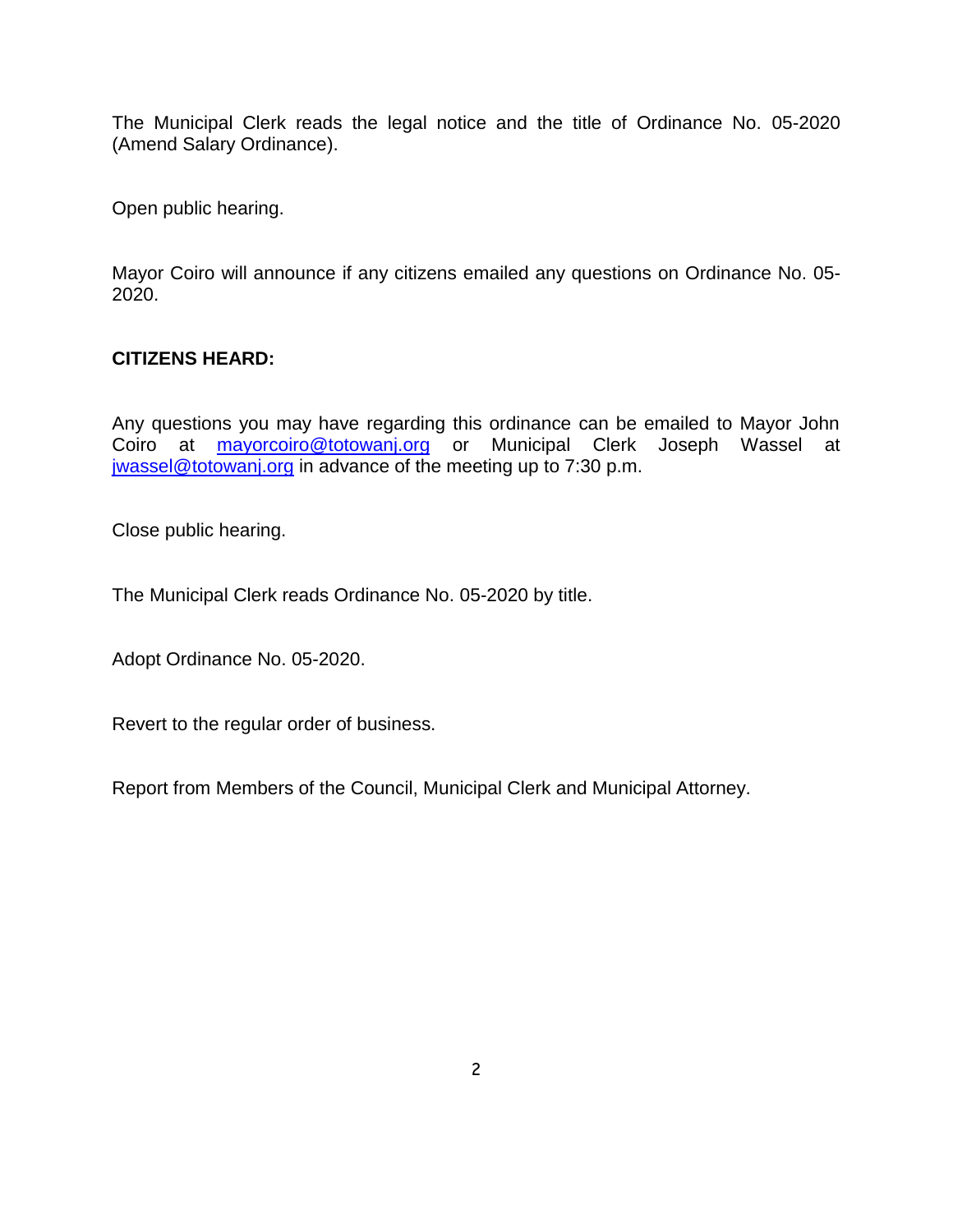The Municipal Clerk reads the legal notice and the title of Ordinance No. 05-2020 (Amend Salary Ordinance).

Open public hearing.

Mayor Coiro will announce if any citizens emailed any questions on Ordinance No. 05-2020.

**CITIZENS HEARD:**

Any questions you may have regarding this ordinance can be emailed to Mayor John Coiro at mayorcoiro@totowanj.org or Municipal Clerk Joseph Wassel at jwassel@totowanj.org in advance of the meeting up to 7:30 p.m.

Close public hearing.

The Municipal Clerk reads Ordinance No. 05-2020 by title.

Adopt Ordinance No. 05-2020.

Revert to the regular order of business.

Report from Members of the Council, Municipal Clerk and Municipal Attorney.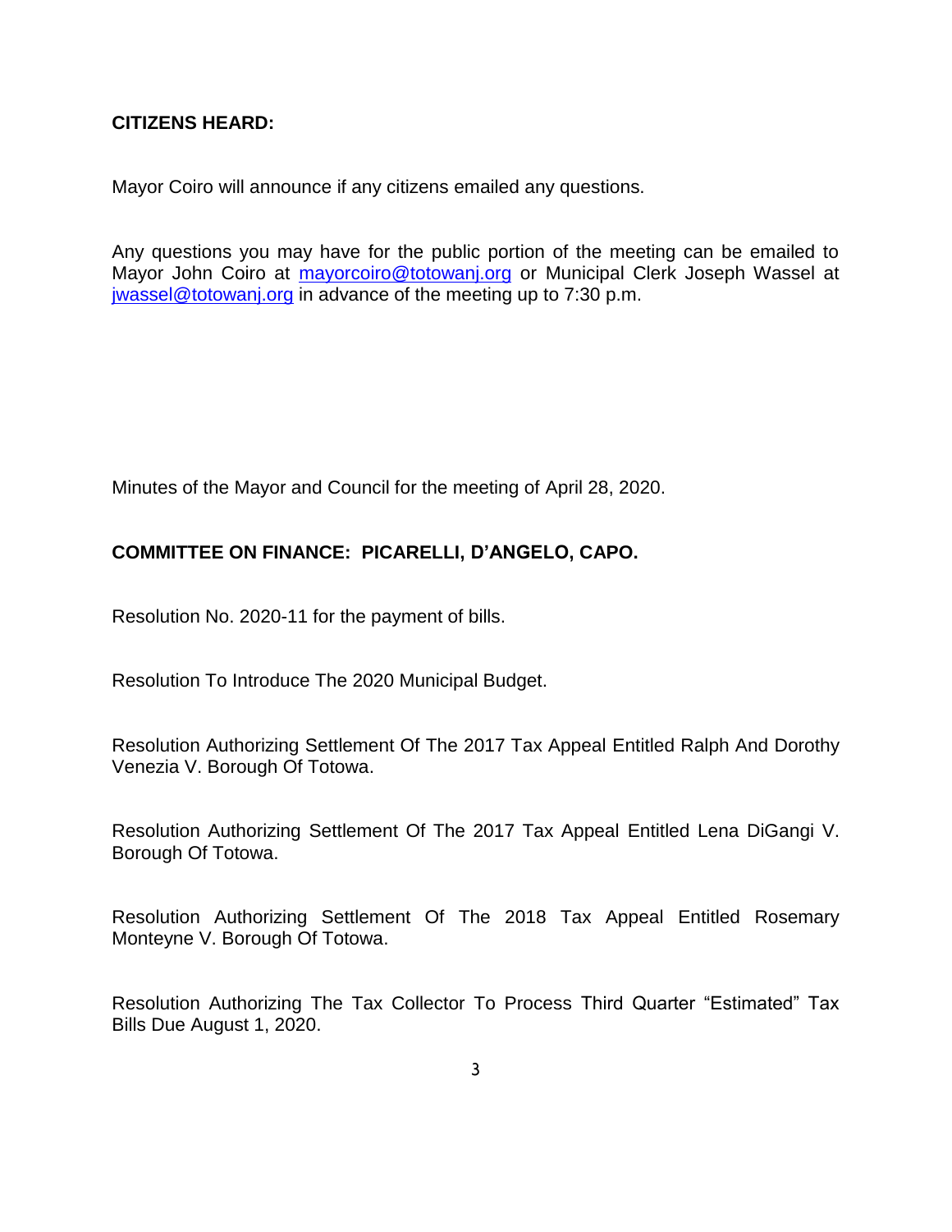**CITIZENS HEARD:**

Mayor Coiro will announce if any citizens emailed any questions.

Any questions you may have for the public portion of the meeting can be emailed to Mayor John Coiro at mayorcoiro@totowanj.org or Municipal Clerk Joseph Wassel at jwassel@totowanj.org in advance of the meeting up to 7:30 p.m.

Minutes of the Mayor and Council for the meeting of April 28, 2020.

**COMMITTEE ON FINANCE: PICARELLI, D'ANGELO, CAPO.**

Resolution No. 2020-11 for the payment of bills.

Resolution To Introduce The 2020 Municipal Budget.

Resolution Authorizing Settlement Of The 2017 Tax Appeal Entitled Ralph And Dorothy Venezia V. Borough Of Totowa.

Resolution Authorizing Settlement Of The 2017 Tax Appeal Entitled Lena DiGangi V. Borough Of Totowa.

Resolution Authorizing Settlement Of The 2018 Tax Appeal Entitled Rosemary Monteyne V. Borough Of Totowa.

Resolution Authorizing The Tax Collector To Process Third Quarter "Estimated" Tax Bills Due August 1, 2020.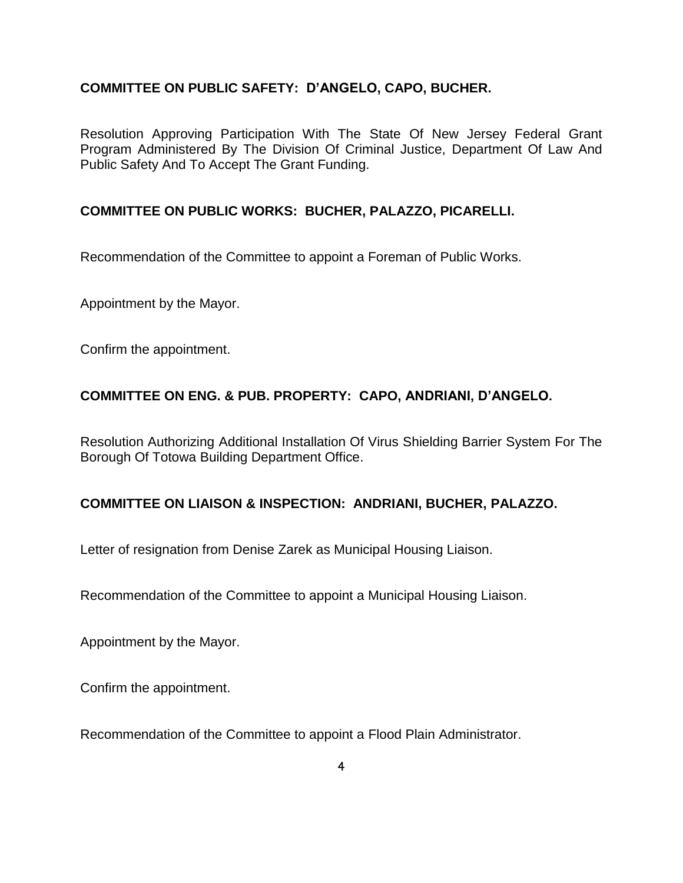**COMMITTEE ON PUBLIC SAFETY: D'ANGELO, CAPO, BUCHER.**

Resolution Approving Participation With The State Of New Jersey Federal Grant Program Administered By The Division Of Criminal Justice, Department Of Law And Public Safety And To Accept The Grant Funding.

**COMMITTEE ON PUBLIC WORKS: BUCHER, PALAZZO, PICARELLI.**

Recommendation of the Committee to appoint a Foreman of Public Works.

Appointment by the Mayor.

Confirm the appointment.

**COMMITTEE ON ENG. & PUB. PROPERTY: CAPO, ANDRIANI, D'ANGELO.**

Resolution Authorizing Additional Installation Of Virus Shielding Barrier System For The Borough Of Totowa Building Department Office.

**COMMITTEE ON LIAISON & INSPECTION: ANDRIANI, BUCHER, PALAZZO.**

Letter of resignation from Denise Zarek as Municipal Housing Liaison.

Recommendation of the Committee to appoint a Municipal Housing Liaison.

Appointment by the Mayor.

Confirm the appointment.

Recommendation of the Committee to appoint a Flood Plain Administrator.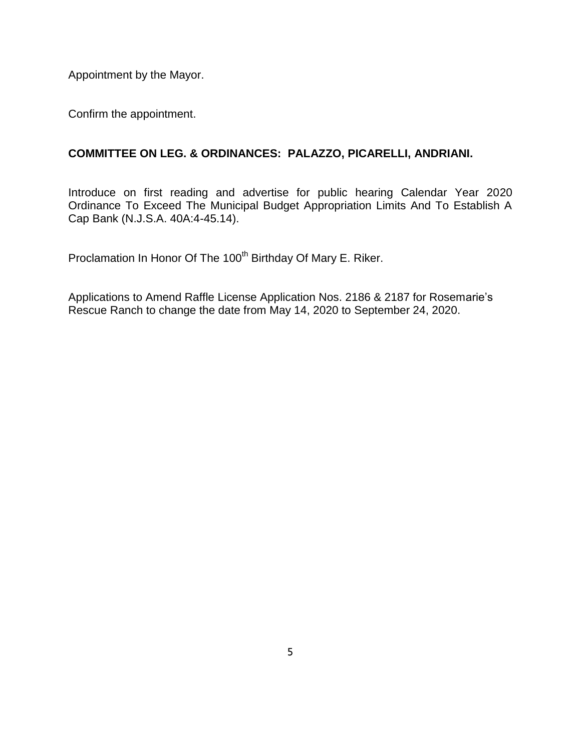Appointment by the Mayor.

Confirm the appointment.

**COMMITTEE ON LEG. & ORDINANCES: PALAZZO, PICARELLI, ANDRIANI.**

Introduce on first reading and advertise for public hearing Calendar Year 2020 Ordinance To Exceed The Municipal Budget Appropriation Limits And To Establish A Cap Bank (N.J.S.A. 40A:4-45.14).

Proclamation In Honor Of The 100th Birthday Of Mary E. Riker.

Applications to Amend Raffle License Application Nos. 2186 & 2187 for Rosemarie's Rescue Ranch to change the date from May 14, 2020 to September 24, 2020.